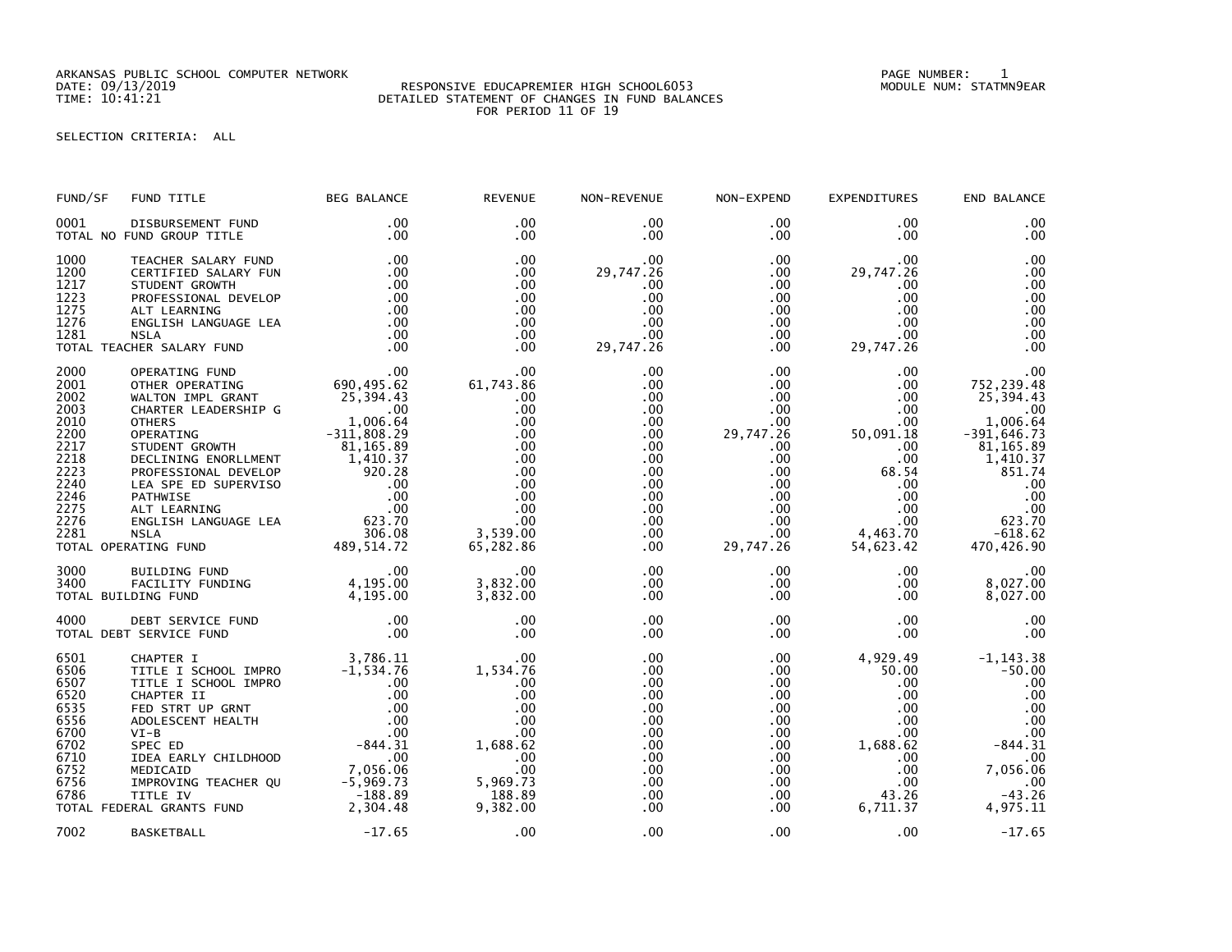ARKANSAS PUBLIC SCHOOL COMPUTER NETWORK
DATE: 09/13/2019
TIME: 10:41:21

RESPONSIVE EDUCAPREMIER HIGH SCHOOL6053
DETAILED STATEMENT OF CHANGES IN FUND BALANCES
FOR PERIOD 11 OF 19

PAGE NUMBER: 1
MODULE NUM: STATMN9EAR

SELECTION CRITERIA: ALL

| FUND/SF | FUND TITLE | BEG BALANCE | REVENUE | NON-REVENUE | NON-EXPEND | EXPENDITURES | END BALANCE |
|---|---|---|---|---|---|---|---|
| 0001 | DISBURSEMENT FUND | .00 | .00 | .00 | .00 | .00 | .00 |
| TOTAL NO FUND GROUP TITLE | | .00 | .00 | .00 | .00 | .00 | .00 |
| 1000 | TEACHER SALARY FUND | .00 | .00 | .00 | .00 | .00 | .00 |
| 1200 | CERTIFIED SALARY FUN | .00 | .00 | 29,747.26 | .00 | 29,747.26 | .00 |
| 1217 | STUDENT GROWTH | .00 | .00 | .00 | .00 | .00 | .00 |
| 1223 | PROFESSIONAL DEVELOP | .00 | .00 | .00 | .00 | .00 | .00 |
| 1275 | ALT LEARNING | .00 | .00 | .00 | .00 | .00 | .00 |
| 1276 | ENGLISH LANGUAGE LEA | .00 | .00 | .00 | .00 | .00 | .00 |
| 1281 | NSLA | .00 | .00 | .00 | .00 | .00 | .00 |
| TOTAL TEACHER SALARY FUND | | .00 | .00 | 29,747.26 | .00 | 29,747.26 | .00 |
| 2000 | OPERATING FUND | .00 | .00 | .00 | .00 | .00 | .00 |
| 2001 | OTHER OPERATING | 690,495.62 | 61,743.86 | .00 | .00 | .00 | 752,239.48 |
| 2002 | WALTON IMPL GRANT | 25,394.43 | .00 | .00 | .00 | .00 | 25,394.43 |
| 2003 | CHARTER LEADERSHIP G | .00 | .00 | .00 | .00 | .00 | .00 |
| 2010 | OTHERS | 1,006.64 | .00 | .00 | .00 | .00 | 1,006.64 |
| 2200 | OPERATING | -311,808.29 | .00 | .00 | 29,747.26 | 50,091.18 | -391,646.73 |
| 2217 | STUDENT GROWTH | 81,165.89 | .00 | .00 | .00 | .00 | 81,165.89 |
| 2218 | DECLINING ENORLLMENT | 1,410.37 | .00 | .00 | .00 | .00 | 1,410.37 |
| 2223 | PROFESSIONAL DEVELOP | 920.28 | .00 | .00 | .00 | 68.54 | 851.74 |
| 2240 | LEA SPE ED SUPERVISO | .00 | .00 | .00 | .00 | .00 | .00 |
| 2246 | PATHWISE | .00 | .00 | .00 | .00 | .00 | .00 |
| 2275 | ALT LEARNING | .00 | .00 | .00 | .00 | .00 | .00 |
| 2276 | ENGLISH LANGUAGE LEA | 623.70 | .00 | .00 | .00 | .00 | 623.70 |
| 2281 | NSLA | 306.08 | 3,539.00 | .00 | .00 | 4,463.70 | -618.62 |
| TOTAL OPERATING FUND | | 489,514.72 | 65,282.86 | .00 | 29,747.26 | 54,623.42 | 470,426.90 |
| 3000 | BUILDING FUND | .00 | .00 | .00 | .00 | .00 | .00 |
| 3400 | FACILITY FUNDING | 4,195.00 | 3,832.00 | .00 | .00 | .00 | 8,027.00 |
| TOTAL BUILDING FUND | | 4,195.00 | 3,832.00 | .00 | .00 | .00 | 8,027.00 |
| 4000 | DEBT SERVICE FUND | .00 | .00 | .00 | .00 | .00 | .00 |
| TOTAL DEBT SERVICE FUND | | .00 | .00 | .00 | .00 | .00 | .00 |
| 6501 | CHAPTER I | 3,786.11 | .00 | .00 | .00 | 4,929.49 | -1,143.38 |
| 6506 | TITLE I SCHOOL IMPRO | -1,534.76 | 1,534.76 | .00 | .00 | 50.00 | -50.00 |
| 6507 | TITLE I SCHOOL IMPRO | .00 | .00 | .00 | .00 | .00 | .00 |
| 6520 | CHAPTER II | .00 | .00 | .00 | .00 | .00 | .00 |
| 6535 | FED STRT UP GRNT | .00 | .00 | .00 | .00 | .00 | .00 |
| 6556 | ADOLESCENT HEALTH | .00 | .00 | .00 | .00 | .00 | .00 |
| 6700 | VI-B | .00 | .00 | .00 | .00 | .00 | .00 |
| 6702 | SPEC ED | -844.31 | 1,688.62 | .00 | .00 | 1,688.62 | -844.31 |
| 6710 | IDEA EARLY CHILDHOOD | .00 | .00 | .00 | .00 | .00 | .00 |
| 6752 | MEDICAID | 7,056.06 | .00 | .00 | .00 | .00 | 7,056.06 |
| 6756 | IMPROVING TEACHER QU | -5,969.73 | 5,969.73 | .00 | .00 | .00 | .00 |
| 6786 | TITLE IV | -188.89 | 188.89 | .00 | .00 | 43.26 | -43.26 |
| TOTAL FEDERAL GRANTS FUND | | 2,304.48 | 9,382.00 | .00 | .00 | 6,711.37 | 4,975.11 |
| 7002 | BASKETBALL | -17.65 | .00 | .00 | .00 | .00 | -17.65 |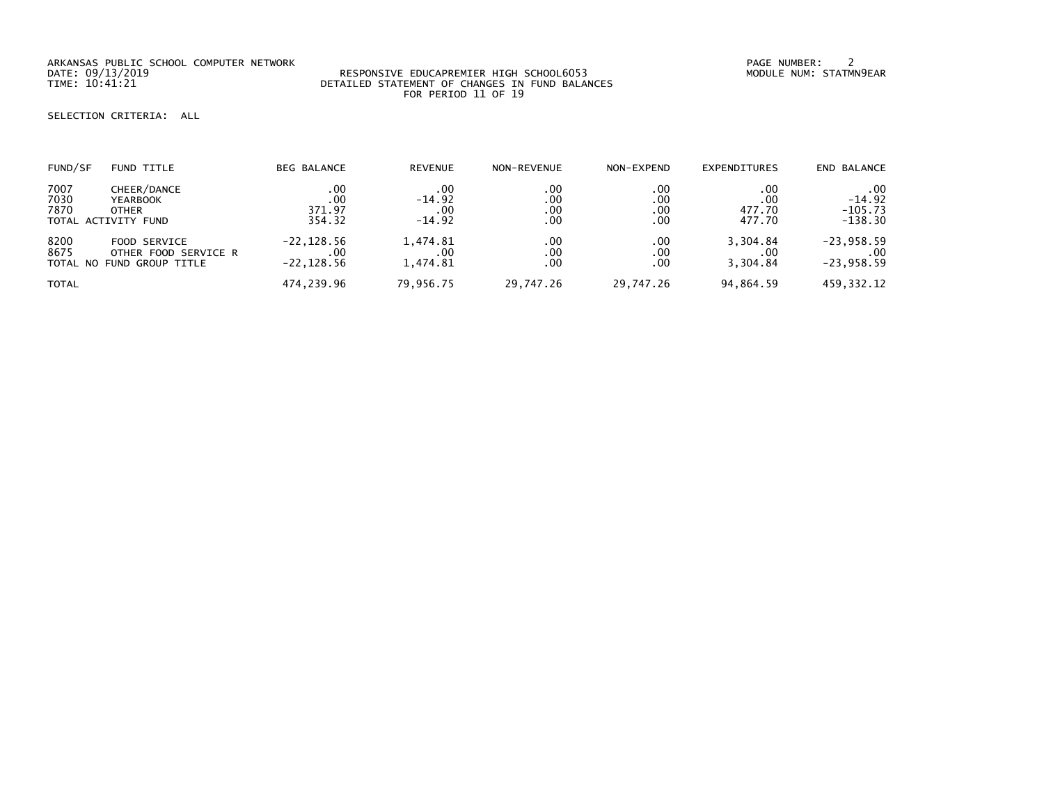ARKANSAS PUBLIC SCHOOL COMPUTER NETWORK
DATE: 09/13/2019
TIME: 10:41:21

RESPONSIVE EDUCAPREMIER HIGH SCHOOL6053
DETAILED STATEMENT OF CHANGES IN FUND BALANCES
FOR PERIOD 11 OF 19

PAGE NUMBER: 2
MODULE NUM: STATMN9EAR

SELECTION CRITERIA: ALL

| FUND/SF | FUND TITLE | BEG BALANCE | REVENUE | NON-REVENUE | NON-EXPEND | EXPENDITURES | END BALANCE |
|---|---|---|---|---|---|---|---|
| 7007 | CHEER/DANCE | .00 | .00 | .00 | .00 | .00 | .00 |
| 7030 | YEARBOOK | .00 | -14.92 | .00 | .00 | .00 | -14.92 |
| 7870 | OTHER | 371.97 | .00 | .00 | .00 | 477.70 | -105.73 |
| TOTAL ACTIVITY FUND | | 354.32 | -14.92 | .00 | .00 | 477.70 | -138.30 |
| 8200 | FOOD SERVICE | -22,128.56 | 1,474.81 | .00 | .00 | 3,304.84 | -23,958.59 |
| 8675 | OTHER FOOD SERVICE R | .00 | .00 | .00 | .00 | .00 | .00 |
| TOTAL NO FUND GROUP TITLE | | -22,128.56 | 1,474.81 | .00 | .00 | 3,304.84 | -23,958.59 |
| TOTAL | | 474,239.96 | 79,956.75 | 29,747.26 | 29,747.26 | 94,864.59 | 459,332.12 |